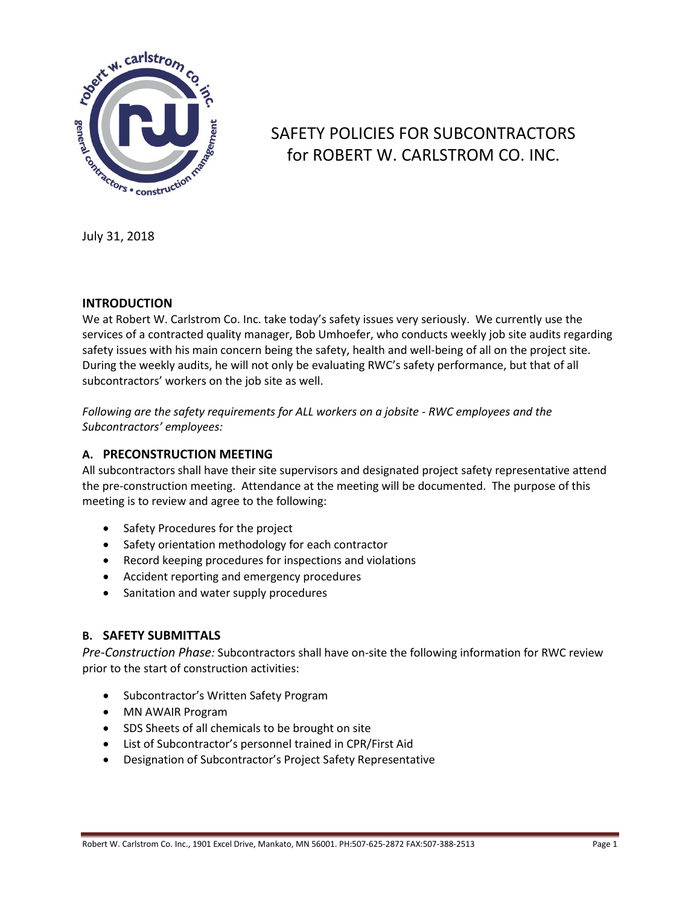# SAFETY POLICIES FOR SUBCONTRACTORS for ROBERT W. CARLSTROM CO. INC.

July 31, 2018

## INTRODUCTION

We at Robert W. Carlstrom Co. Inc. take today's safety issues very seriously. We currently use the services of a contracted quality manager, Bob Umhoefer, who conducts weekly job site audits regarding safety issues with his main concern being the safety, health and well-being of all on the project site. During the weekly audits, he will not only be evaluating RWC's safety performance, but that of all subcontractors' workers on the job site as well.

*Following are the safety requirements for ALL workers on a jobsite - RWC employees and the Subcontractors' employees:*

### A. PRECONSTRUCTION MEETING

All subcontractors shall have their site supervisors and designated project safety representative attend the pre-construction meeting. Attendance at the meeting will be documented. The purpose of this meeting is to review and agree to the following:

- Safety Procedures for the project
- Safety orientation methodology for each contractor
- Record keeping procedures for inspections and violations
- Accident reporting and emergency procedures
- Sanitation and water supply procedures

### B. SAFETY SUBMITTALS

*Pre-Construction Phase:* Subcontractors shall have on-site the following information for RWC review prior to the start of construction activities:

- Subcontractor's Written Safety Program
- MN AWAIR Program
- SDS Sheets of all chemicals to be brought on site
- List of Subcontractor's personnel trained in CPR/First Aid
- Designation of Subcontractor's Project Safety Representative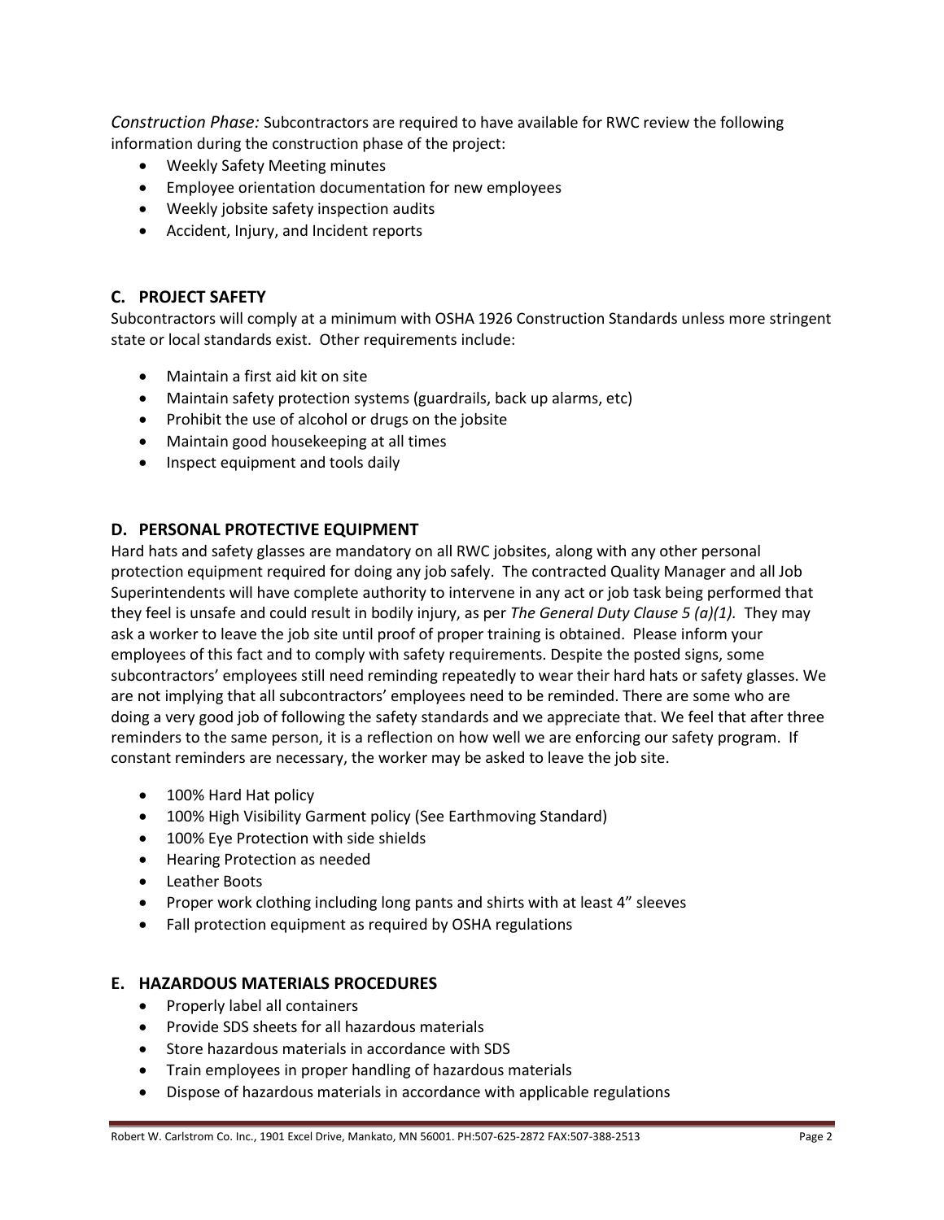*Construction Phase:* Subcontractors are required to have available for RWC review the following information during the construction phase of the project:

- Weekly Safety Meeting minutes
- Employee orientation documentation for new employees
- Weekly jobsite safety inspection audits
- Accident, Injury, and Incident reports

## C. PROJECT SAFETY

Subcontractors will comply at a minimum with OSHA 1926 Construction Standards unless more stringent state or local standards exist. Other requirements include:

- Maintain a first aid kit on site
- Maintain safety protection systems (guardrails, back up alarms, etc)
- Prohibit the use of alcohol or drugs on the jobsite
- Maintain good housekeeping at all times
- Inspect equipment and tools daily

## D. PERSONAL PROTECTIVE EQUIPMENT

Hard hats and safety glasses are mandatory on all RWC jobsites, along with any other personal protection equipment required for doing any job safely. The contracted Quality Manager and all Job Superintendents will have complete authority to intervene in any act or job task being performed that they feel is unsafe and could result in bodily injury, as per *The General Duty Clause 5 (a)(1).* They may ask a worker to leave the job site until proof of proper training is obtained. Please inform your employees of this fact and to comply with safety requirements. Despite the posted signs, some subcontractors' employees still need reminding repeatedly to wear their hard hats or safety glasses. We are not implying that all subcontractors' employees need to be reminded. There are some who are doing a very good job of following the safety standards and we appreciate that. We feel that after three reminders to the same person, it is a reflection on how well we are enforcing our safety program. If constant reminders are necessary, the worker may be asked to leave the job site.

- 100% Hard Hat policy
- 100% High Visibility Garment policy (See Earthmoving Standard)
- 100% Eye Protection with side shields
- Hearing Protection as needed
- Leather Boots
- Proper work clothing including long pants and shirts with at least 4" sleeves
- Fall protection equipment as required by OSHA regulations

## E. HAZARDOUS MATERIALS PROCEDURES

- Properly label all containers
- Provide SDS sheets for all hazardous materials
- Store hazardous materials in accordance with SDS
- Train employees in proper handling of hazardous materials
- Dispose of hazardous materials in accordance with applicable regulations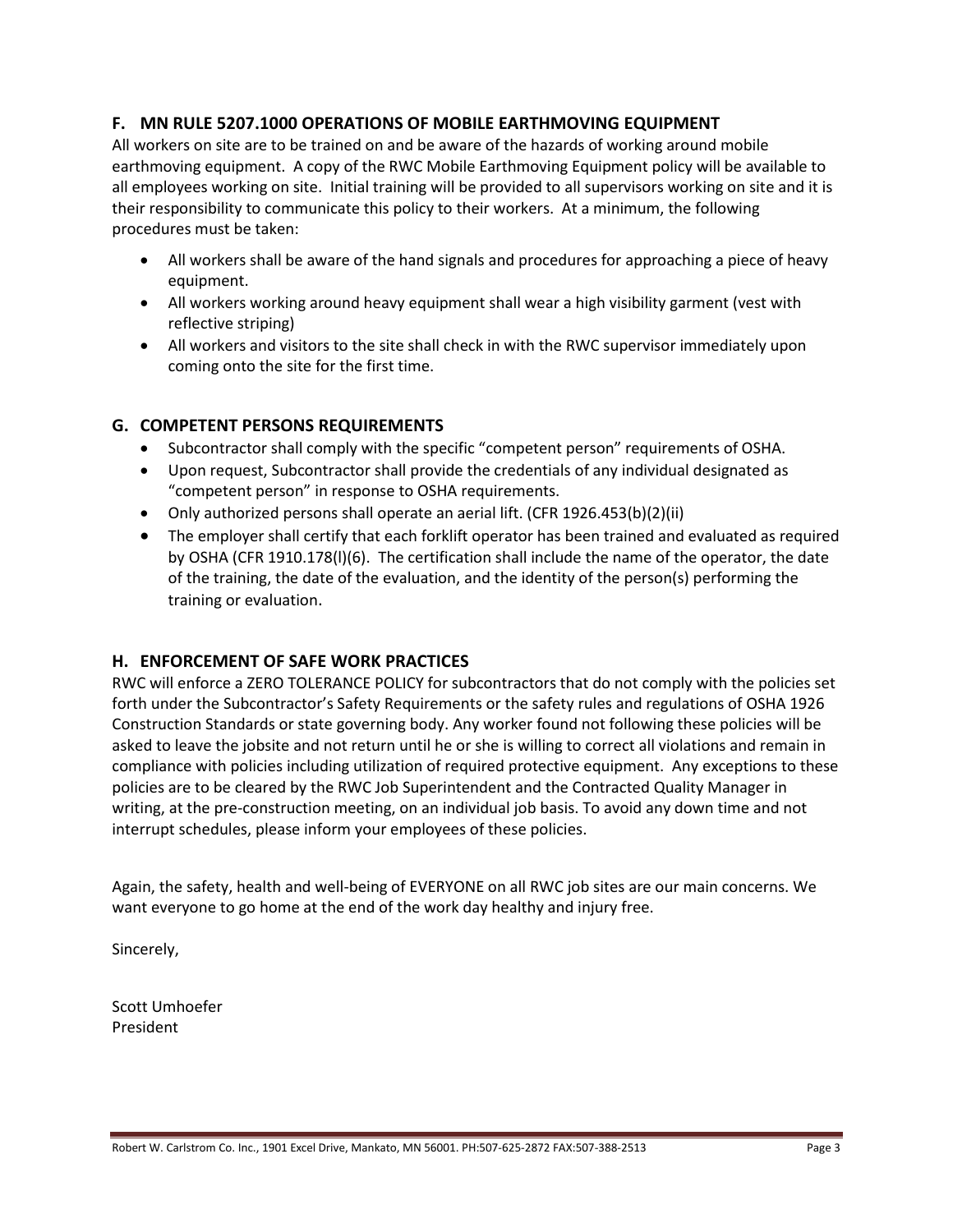## F. MN RULE 5207.1000 OPERATIONS OF MOBILE EARTHMOVING EQUIPMENT

All workers on site are to be trained on and be aware of the hazards of working around mobile earthmoving equipment. A copy of the RWC Mobile Earthmoving Equipment policy will be available to all employees working on site. Initial training will be provided to all supervisors working on site and it is their responsibility to communicate this policy to their workers. At a minimum, the following procedures must be taken:

- All workers shall be aware of the hand signals and procedures for approaching a piece of heavy equipment.
- All workers working around heavy equipment shall wear a high visibility garment (vest with reflective striping)
- All workers and visitors to the site shall check in with the RWC supervisor immediately upon coming onto the site for the first time.

## G. COMPETENT PERSONS REQUIREMENTS

- Subcontractor shall comply with the specific "competent person" requirements of OSHA.
- Upon request, Subcontractor shall provide the credentials of any individual designated as "competent person" in response to OSHA requirements.
- Only authorized persons shall operate an aerial lift. (CFR 1926.453(b)(2)(ii)
- The employer shall certify that each forklift operator has been trained and evaluated as required by OSHA (CFR 1910.178(l)(6). The certification shall include the name of the operator, the date of the training, the date of the evaluation, and the identity of the person(s) performing the training or evaluation.

## H. ENFORCEMENT OF SAFE WORK PRACTICES

RWC will enforce a ZERO TOLERANCE POLICY for subcontractors that do not comply with the policies set forth under the Subcontractor's Safety Requirements or the safety rules and regulations of OSHA 1926 Construction Standards or state governing body. Any worker found not following these policies will be asked to leave the jobsite and not return until he or she is willing to correct all violations and remain in compliance with policies including utilization of required protective equipment. Any exceptions to these policies are to be cleared by the RWC Job Superintendent and the Contracted Quality Manager in writing, at the pre-construction meeting, on an individual job basis. To avoid any down time and not interrupt schedules, please inform your employees of these policies.

Again, the safety, health and well-being of EVERYONE on all RWC job sites are our main concerns. We want everyone to go home at the end of the work day healthy and injury free.

Sincerely,

Scott Umhoefer
President

Robert W. Carlstrom Co. Inc., 1901 Excel Drive, Mankato, MN 56001. PH:507-625-2872 FAX:507-388-2513